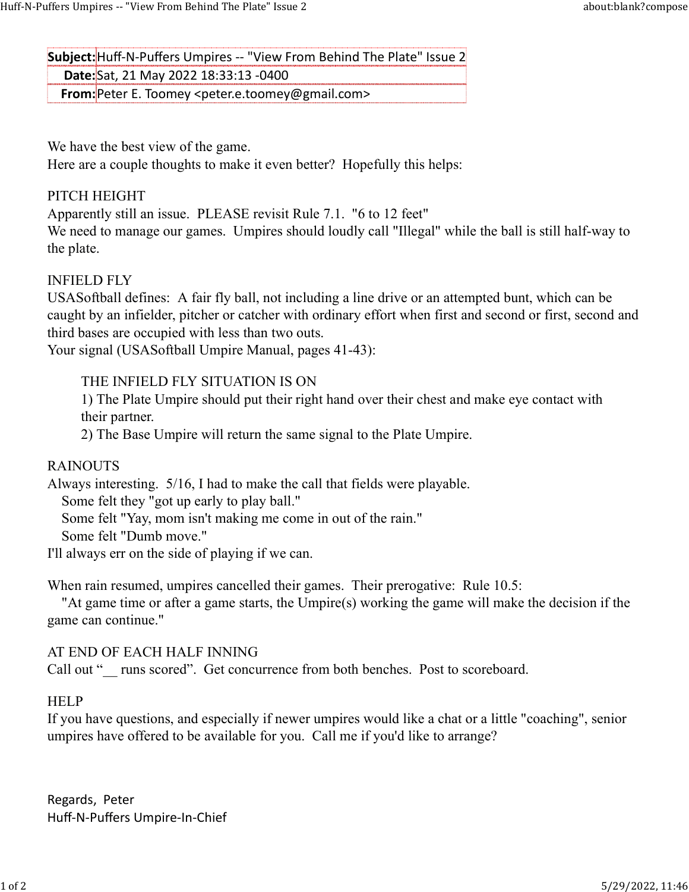| | |
|---|---|
| **Subject:** | Huff-N-Puffers Umpires -- "View From Behind The Plate" Issue 2 |
| **Date:** | Sat, 21 May 2022 18:33:13 -0400 |
| **From:** | Peter E. Toomey <peter.e.toomey@gmail.com> |

We have the best view of the game.
Here are a couple thoughts to make it even better? Hopefully this helps:

PITCH HEIGHT
Apparently still an issue. PLEASE revisit Rule 7.1. "6 to 12 feet"
We need to manage our games. Umpires should loudly call "Illegal" while the ball is still half-way to the plate.

INFIELD FLY
USASoftball defines: A fair fly ball, not including a line drive or an attempted bunt, which can be caught by an infielder, pitcher or catcher with ordinary effort when first and second or first, second and third bases are occupied with less than two outs.
Your signal (USASoftball Umpire Manual, pages 41-43):

> THE INFIELD FLY SITUATION IS ON
> 1) The Plate Umpire should put their right hand over their chest and make eye contact with their partner.
> 2) The Base Umpire will return the same signal to the Plate Umpire.

RAINOUTS
Always interesting. 5/16, I had to make the call that fields were playable.
Some felt they "got up early to play ball."
Some felt "Yay, mom isn't making me come in out of the rain."
Some felt "Dumb move."
I'll always err on the side of playing if we can.

When rain resumed, umpires cancelled their games. Their prerogative: Rule 10.5:
"At game time or after a game starts, the Umpire(s) working the game will make the decision if the game can continue."

AT END OF EACH HALF INNING
Call out "__ runs scored". Get concurrence from both benches. Post to scoreboard.

HELP
If you have questions, and especially if newer umpires would like a chat or a little "coaching", senior umpires have offered to be available for you. Call me if you'd like to arrange?

Regards, Peter
Huff-N-Puffers Umpire-In-Chief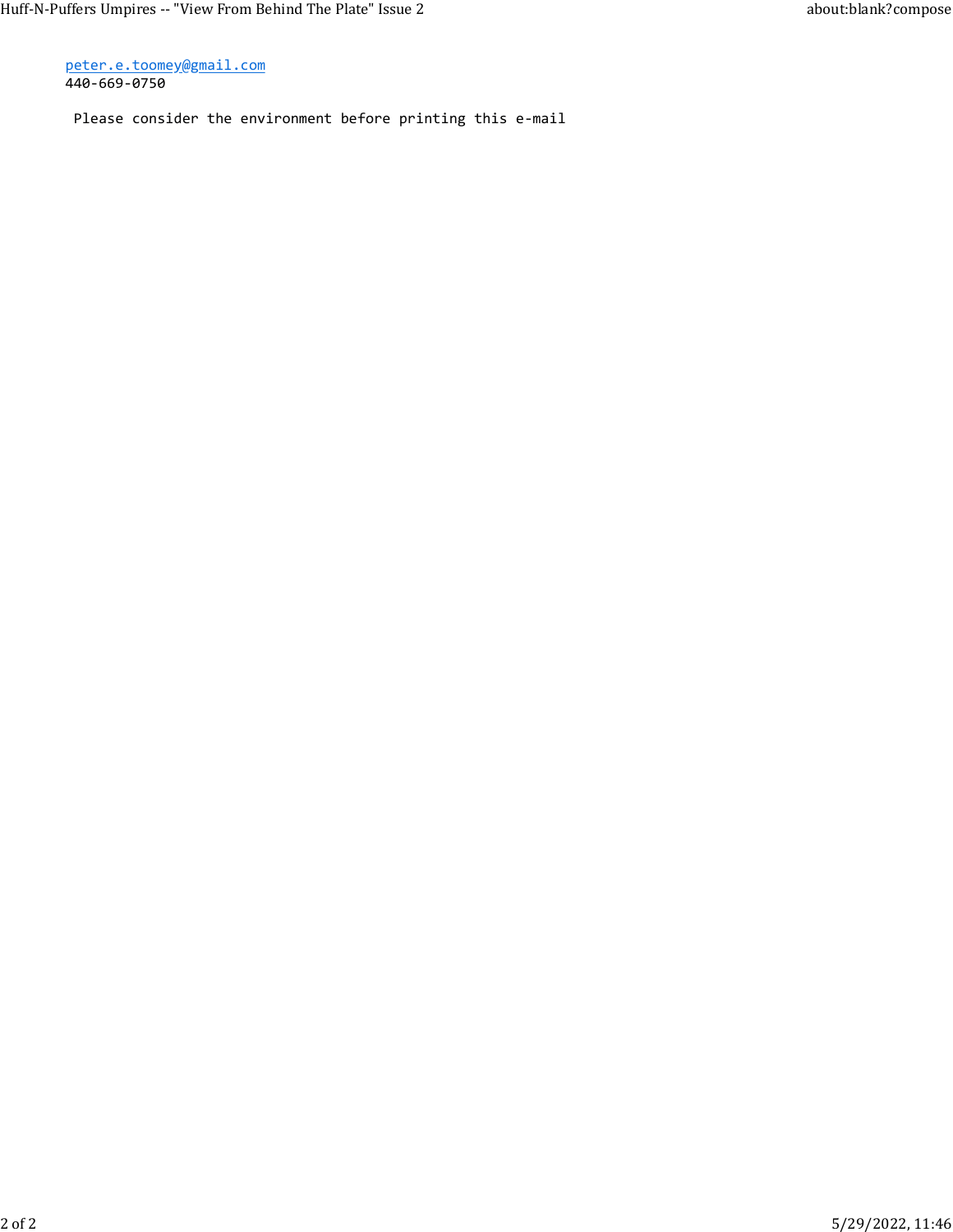peter.e.toomey@gmail.com
440-669-0750

Please consider the environment before printing this e-mail